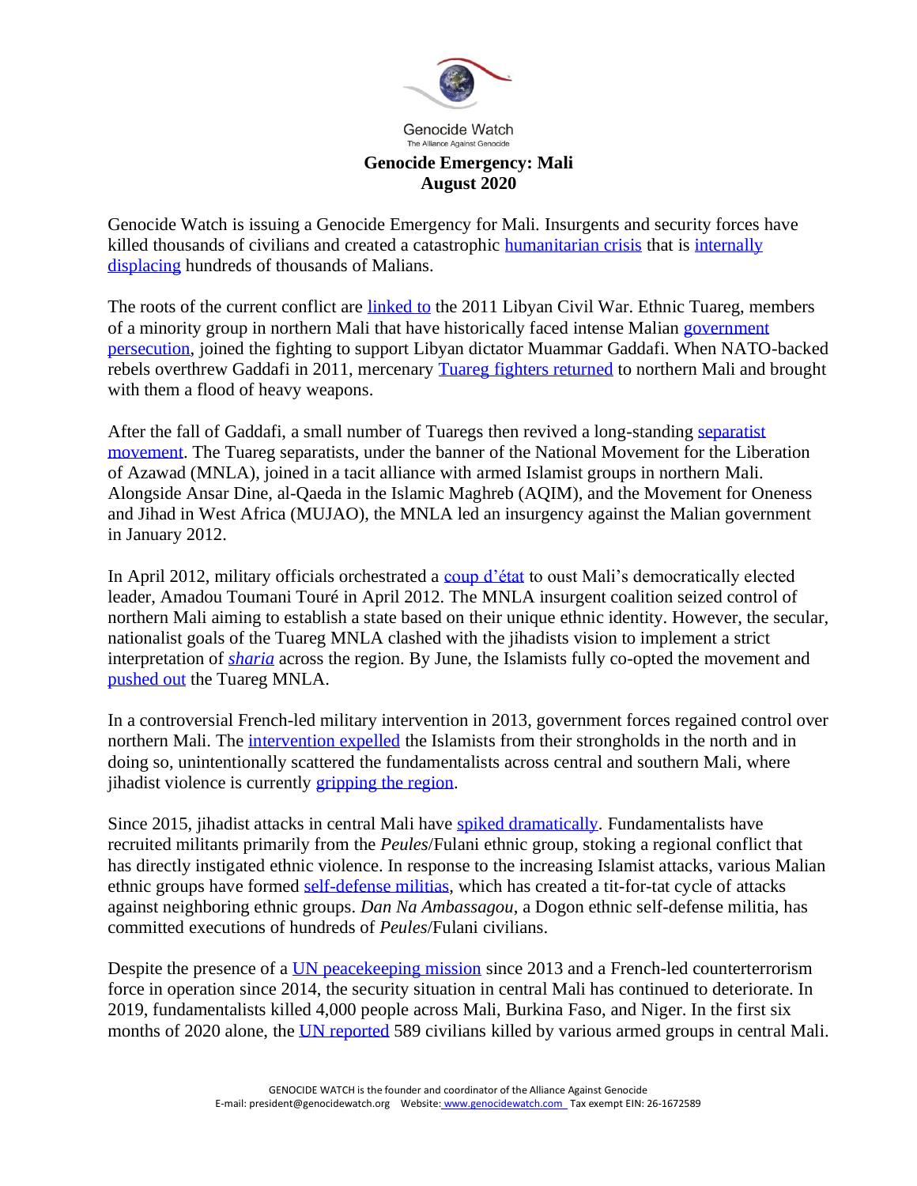Genocide Watch

The Alliance Against Genocide

# Genocide Emergency: Mali
## August 2020

Genocide Watch is issuing a Genocide Emergency for Mali. Insurgents and security forces have killed thousands of civilians and created a catastrophic humanitarian crisis that is internally displacing hundreds of thousands of Malians.

The roots of the current conflict are linked to the 2011 Libyan Civil War. Ethnic Tuareg, members of a minority group in northern Mali that have historically faced intense Malian government persecution, joined the fighting to support Libyan dictator Muammar Gaddafi. When NATO-backed rebels overthrew Gaddafi in 2011, mercenary Tuareg fighters returned to northern Mali and brought with them a flood of heavy weapons.

After the fall of Gaddafi, a small number of Tuaregs then revived a long-standing separatist movement. The Tuareg separatists, under the banner of the National Movement for the Liberation of Azawad (MNLA), joined in a tacit alliance with armed Islamist groups in northern Mali. Alongside Ansar Dine, al-Qaeda in the Islamic Maghreb (AQIM), and the Movement for Oneness and Jihad in West Africa (MUJAO), the MNLA led an insurgency against the Malian government in January 2012.

In April 2012, military officials orchestrated a coup d'état to oust Mali's democratically elected leader, Amadou Toumani Touré in April 2012. The MNLA insurgent coalition seized control of northern Mali aiming to establish a state based on their unique ethnic identity. However, the secular, nationalist goals of the Tuareg MNLA clashed with the jihadists vision to implement a strict interpretation of *sharia* across the region. By June, the Islamists fully co-opted the movement and pushed out the Tuareg MNLA.

In a controversial French-led military intervention in 2013, government forces regained control over northern Mali. The intervention expelled the Islamists from their strongholds in the north and in doing so, unintentionally scattered the fundamentalists across central and southern Mali, where jihadist violence is currently gripping the region.

Since 2015, jihadist attacks in central Mali have spiked dramatically. Fundamentalists have recruited militants primarily from the *Peules*/Fulani ethnic group, stoking a regional conflict that has directly instigated ethnic violence. In response to the increasing Islamist attacks, various Malian ethnic groups have formed self-defense militias, which has created a tit-for-tat cycle of attacks against neighboring ethnic groups. *Dan Na Ambassagou*, a Dogon ethnic self-defense militia, has committed executions of hundreds of *Peules*/Fulani civilians.

Despite the presence of a UN peacekeeping mission since 2013 and a French-led counterterrorism force in operation since 2014, the security situation in central Mali has continued to deteriorate. In 2019, fundamentalists killed 4,000 people across Mali, Burkina Faso, and Niger. In the first six months of 2020 alone, the UN reported 589 civilians killed by various armed groups in central Mali.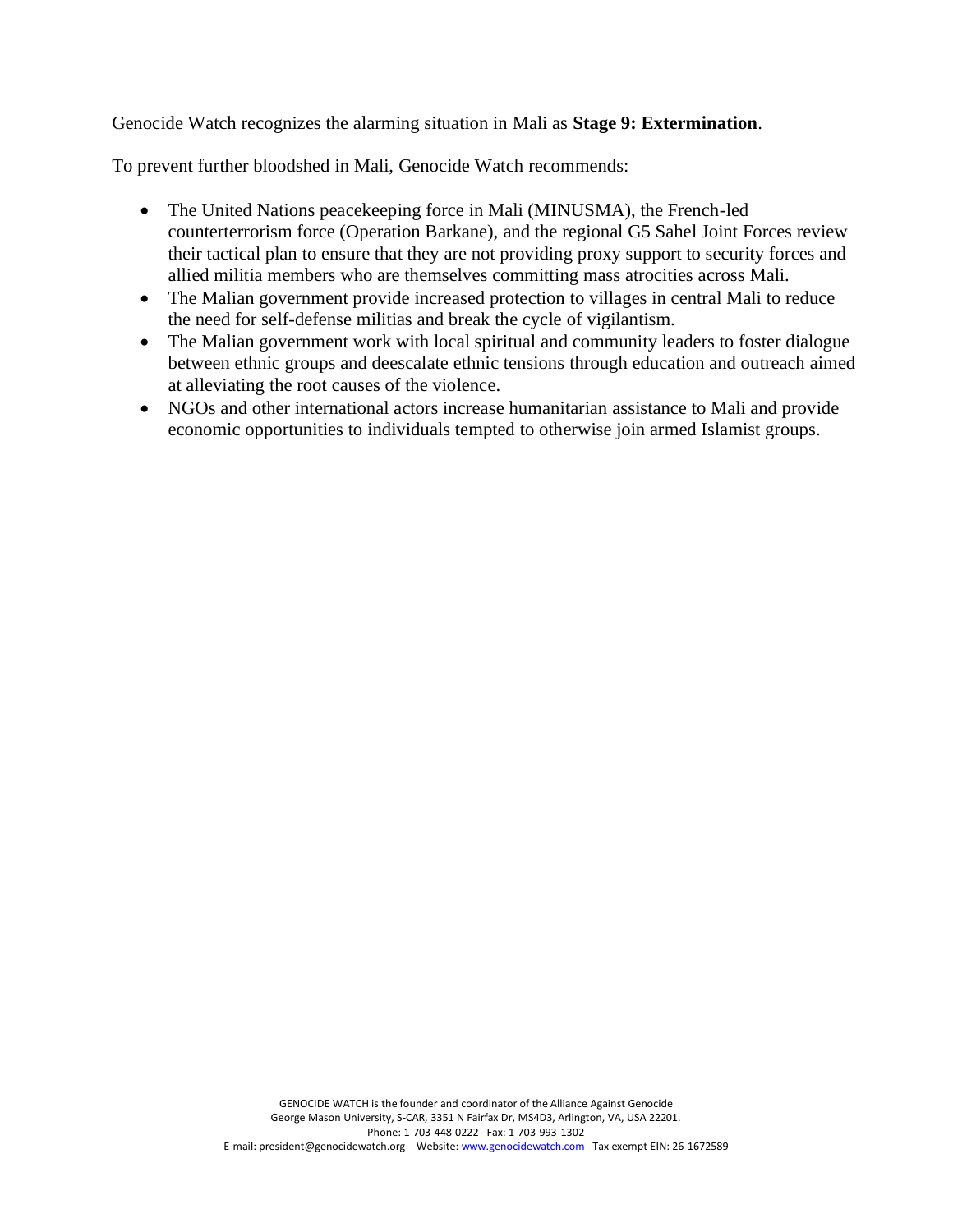Genocide Watch recognizes the alarming situation in Mali as **Stage 9: Extermination**.

To prevent further bloodshed in Mali, Genocide Watch recommends:

- The United Nations peacekeeping force in Mali (MINUSMA), the French-led counterterrorism force (Operation Barkane), and the regional G5 Sahel Joint Forces review their tactical plan to ensure that they are not providing proxy support to security forces and allied militia members who are themselves committing mass atrocities across Mali.
- The Malian government provide increased protection to villages in central Mali to reduce the need for self-defense militias and break the cycle of vigilantism.
- The Malian government work with local spiritual and community leaders to foster dialogue between ethnic groups and deescalate ethnic tensions through education and outreach aimed at alleviating the root causes of the violence.
- NGOs and other international actors increase humanitarian assistance to Mali and provide economic opportunities to individuals tempted to otherwise join armed Islamist groups.